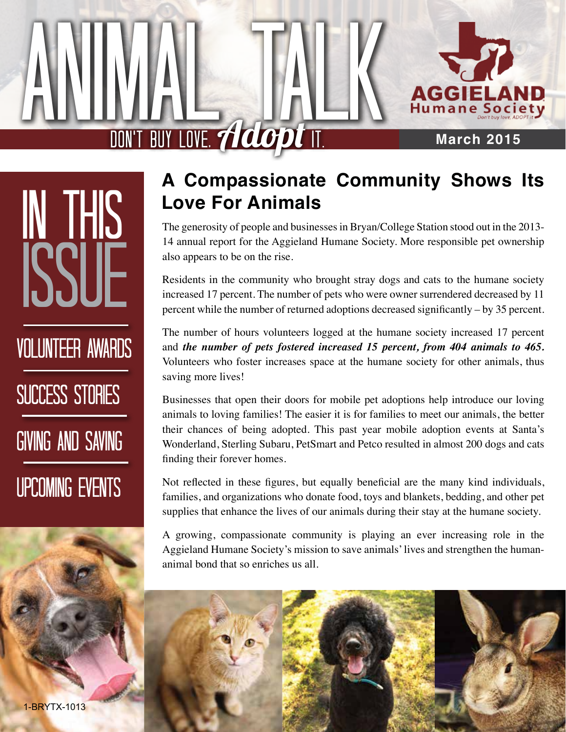# ANIMAL TALK

DON'T BUY LOVE. *Adopt* IT.

AGGIELAND Humane Society

March 2015

## IN THIS ISSUE

- VOLUNTEER AWARDS
- SUCCESS STORIES
- GIVING AND SAVING
- UPCOMING EVENTS

## A Compassionate Community Shows Its Love For Animals

The generosity of people and businesses in Bryan/College Station stood out in the 2013-14 annual report for the Aggieland Humane Society. More responsible pet ownership also appears to be on the rise.

Residents in the community who brought stray dogs and cats to the humane society increased 17 percent. The number of pets who were owner surrendered decreased by 11 percent while the number of returned adoptions decreased significantly – by 35 percent.

The number of hours volunteers logged at the humane society increased 17 percent and ***the number of pets fostered increased 15 percent, from 404 animals to 465.*** Volunteers who foster increases space at the humane society for other animals, thus saving more lives!

Businesses that open their doors for mobile pet adoptions help introduce our loving animals to loving families! The easier it is for families to meet our animals, the better their chances of being adopted. This past year mobile adoption events at Santa's Wonderland, Sterling Subaru, PetSmart and Petco resulted in almost 200 dogs and cats finding their forever homes.

Not reflected in these figures, but equally beneficial are the many kind individuals, families, and organizations who donate food, toys and blankets, bedding, and other pet supplies that enhance the lives of our animals during their stay at the humane society.

A growing, compassionate community is playing an ever increasing role in the Aggieland Humane Society's mission to save animals' lives and strengthen the human-animal bond that so enriches us all.

1-BRYTX-1013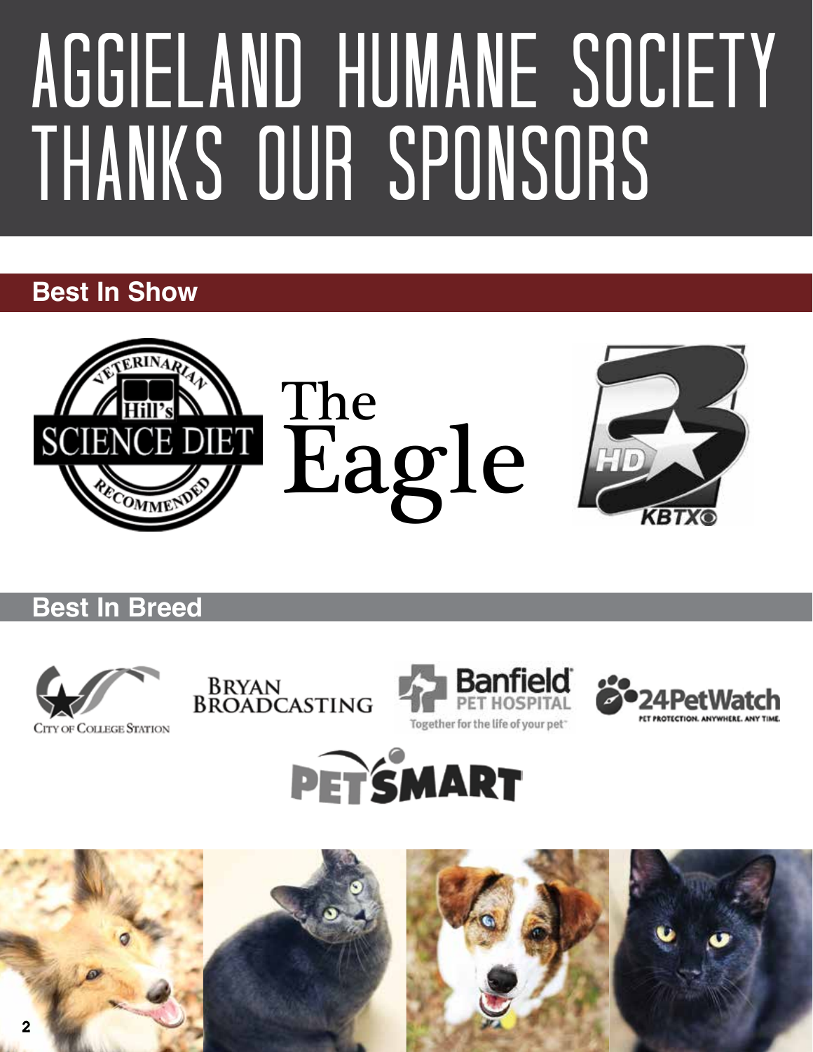# AGGIELAND HUMANE SOCIETY THANKS OUR SPONSORS

## Best In Show

Hill's Science Diet – Veterinarian Recommended

The Eagle

KBTX HD 3

## Best In Breed

City of College Station

Bryan Broadcasting

Banfield Pet Hospital – Together for the life of your pet

24PetWatch – Pet Protection. Anywhere. Any Time.

PetSmart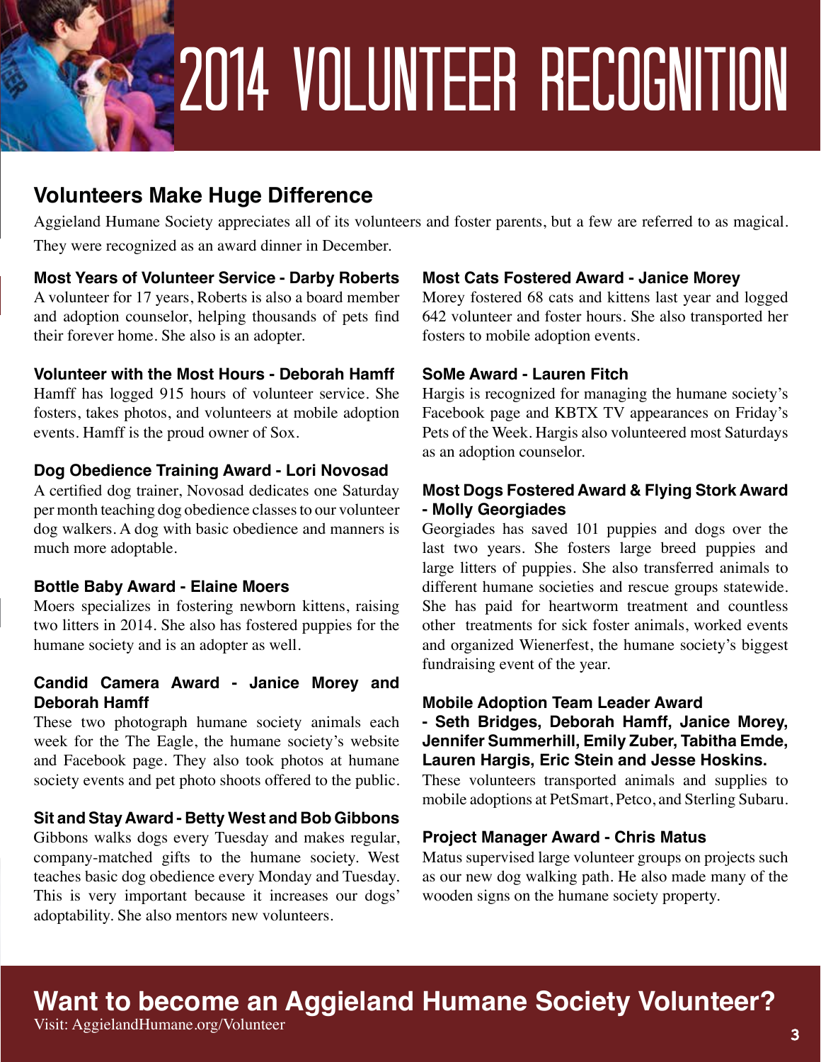# 2014 VOLUNTEER RECOGNITION

## Volunteers Make Huge Difference

Aggieland Humane Society appreciates all of its volunteers and foster parents, but a few are referred to as magical. They were recognized as an award dinner in December.

**Most Years of Volunteer Service - Darby Roberts**
A volunteer for 17 years, Roberts is also a board member and adoption counselor, helping thousands of pets find their forever home. She also is an adopter.

**Volunteer with the Most Hours - Deborah Hamff**
Hamff has logged 915 hours of volunteer service. She fosters, takes photos, and volunteers at mobile adoption events. Hamff is the proud owner of Sox.

**Dog Obedience Training Award - Lori Novosad**
A certified dog trainer, Novosad dedicates one Saturday per month teaching dog obedience classes to our volunteer dog walkers. A dog with basic obedience and manners is much more adoptable.

**Bottle Baby Award - Elaine Moers**
Moers specializes in fostering newborn kittens, raising two litters in 2014. She also has fostered puppies for the humane society and is an adopter as well.

**Candid Camera Award - Janice Morey and Deborah Hamff**
These two photograph humane society animals each week for the The Eagle, the humane society's website and Facebook page. They also took photos at humane society events and pet photo shoots offered to the public.

**Sit and Stay Award - Betty West and Bob Gibbons**
Gibbons walks dogs every Tuesday and makes regular, company-matched gifts to the humane society. West teaches basic dog obedience every Monday and Tuesday. This is very important because it increases our dogs' adoptability. She also mentors new volunteers.

**Most Cats Fostered Award - Janice Morey**
Morey fostered 68 cats and kittens last year and logged 642 volunteer and foster hours. She also transported her fosters to mobile adoption events.

**SoMe Award - Lauren Fitch**
Hargis is recognized for managing the humane society's Facebook page and KBTX TV appearances on Friday's Pets of the Week. Hargis also volunteered most Saturdays as an adoption counselor.

**Most Dogs Fostered Award & Flying Stork Award - Molly Georgiades**
Georgiades has saved 101 puppies and dogs over the last two years. She fosters large breed puppies and large litters of puppies. She also transferred animals to different humane societies and rescue groups statewide. She has paid for heartworm treatment and countless other treatments for sick foster animals, worked events and organized Wienerfest, the humane society's biggest fundraising event of the year.

**Mobile Adoption Team Leader Award - Seth Bridges, Deborah Hamff, Janice Morey, Jennifer Summerhill, Emily Zuber, Tabitha Emde, Lauren Hargis, Eric Stein and Jesse Hoskins.**
These volunteers transported animals and supplies to mobile adoptions at PetSmart, Petco, and Sterling Subaru.

**Project Manager Award - Chris Matus**
Matus supervised large volunteer groups on projects such as our new dog walking path. He also made many of the wooden signs on the humane society property.

## Want to become an Aggieland Humane Society Volunteer?

Visit: AggielandHumane.org/Volunteer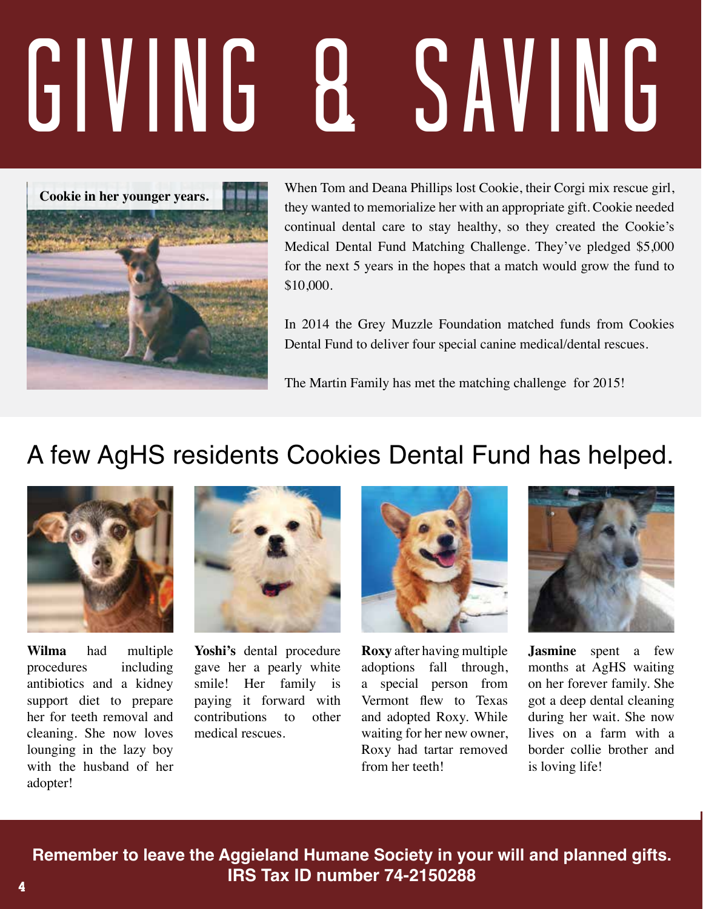# GIVING & SAVING

Cookie in her younger years.

When Tom and Deana Phillips lost Cookie, their Corgi mix rescue girl, they wanted to memorialize her with an appropriate gift. Cookie needed continual dental care to stay healthy, so they created the Cookie's Medical Dental Fund Matching Challenge. They've pledged $5,000 for the next 5 years in the hopes that a match would grow the fund to $10,000.

In 2014 the Grey Muzzle Foundation matched funds from Cookies Dental Fund to deliver four special canine medical/dental rescues.

The Martin Family has met the matching challenge for 2015!

## A few AgHS residents Cookies Dental Fund has helped.

**Wilma** had multiple procedures including antibiotics and a kidney support diet to prepare her for teeth removal and cleaning. She now loves lounging in the lazy boy with the husband of her adopter!

**Yoshi's** dental procedure gave her a pearly white smile! Her family is paying it forward with contributions to other medical rescues.

**Roxy** after having multiple adoptions fall through, a special person from Vermont flew to Texas and adopted Roxy. While waiting for her new owner, Roxy had tartar removed from her teeth!

**Jasmine** spent a few months at AgHS waiting on her forever family. She got a deep dental cleaning during her wait. She now lives on a farm with a border collie brother and is loving life!

**Remember to leave the Aggieland Humane Society in your will and planned gifts.**
**IRS Tax ID number 74-2150288**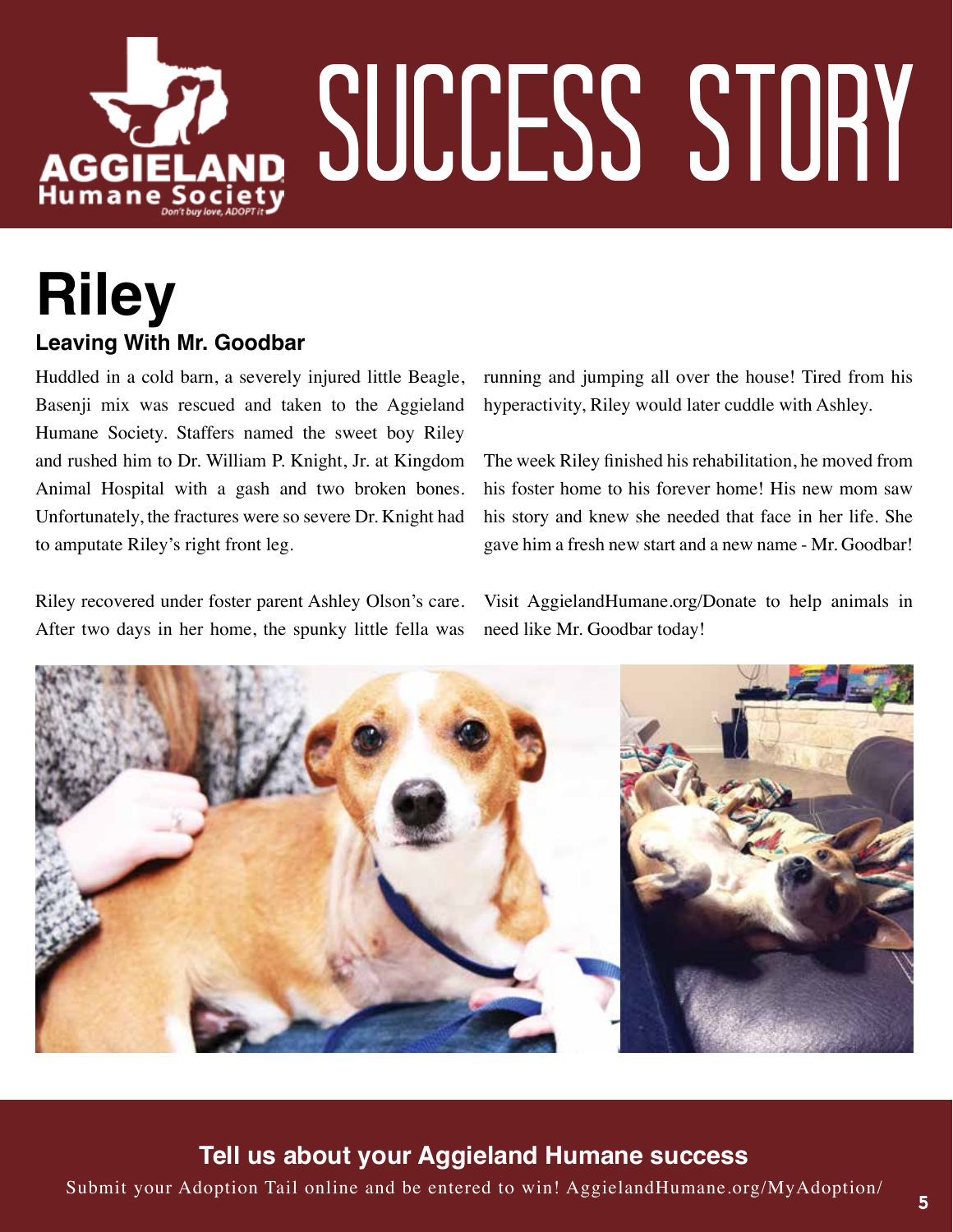# SUCCESS STORY

## Riley

### Leaving With Mr. Goodbar

Huddled in a cold barn, a severely injured little Beagle, Basenji mix was rescued and taken to the Aggieland Humane Society. Staffers named the sweet boy Riley and rushed him to Dr. William P. Knight, Jr. at Kingdom Animal Hospital with a gash and two broken bones. Unfortunately, the fractures were so severe Dr. Knight had to amputate Riley's right front leg.

Riley recovered under foster parent Ashley Olson's care. After two days in her home, the spunky little fella was running and jumping all over the house! Tired from his hyperactivity, Riley would later cuddle with Ashley.

The week Riley finished his rehabilitation, he moved from his foster home to his forever home! His new mom saw his story and knew she needed that face in her life. She gave him a fresh new start and a new name - Mr. Goodbar!

Visit AggielandHumane.org/Donate to help animals in need like Mr. Goodbar today!

**Tell us about your Aggieland Humane success**

Submit your Adoption Tail online and be entered to win! AggielandHumane.org/MyAdoption/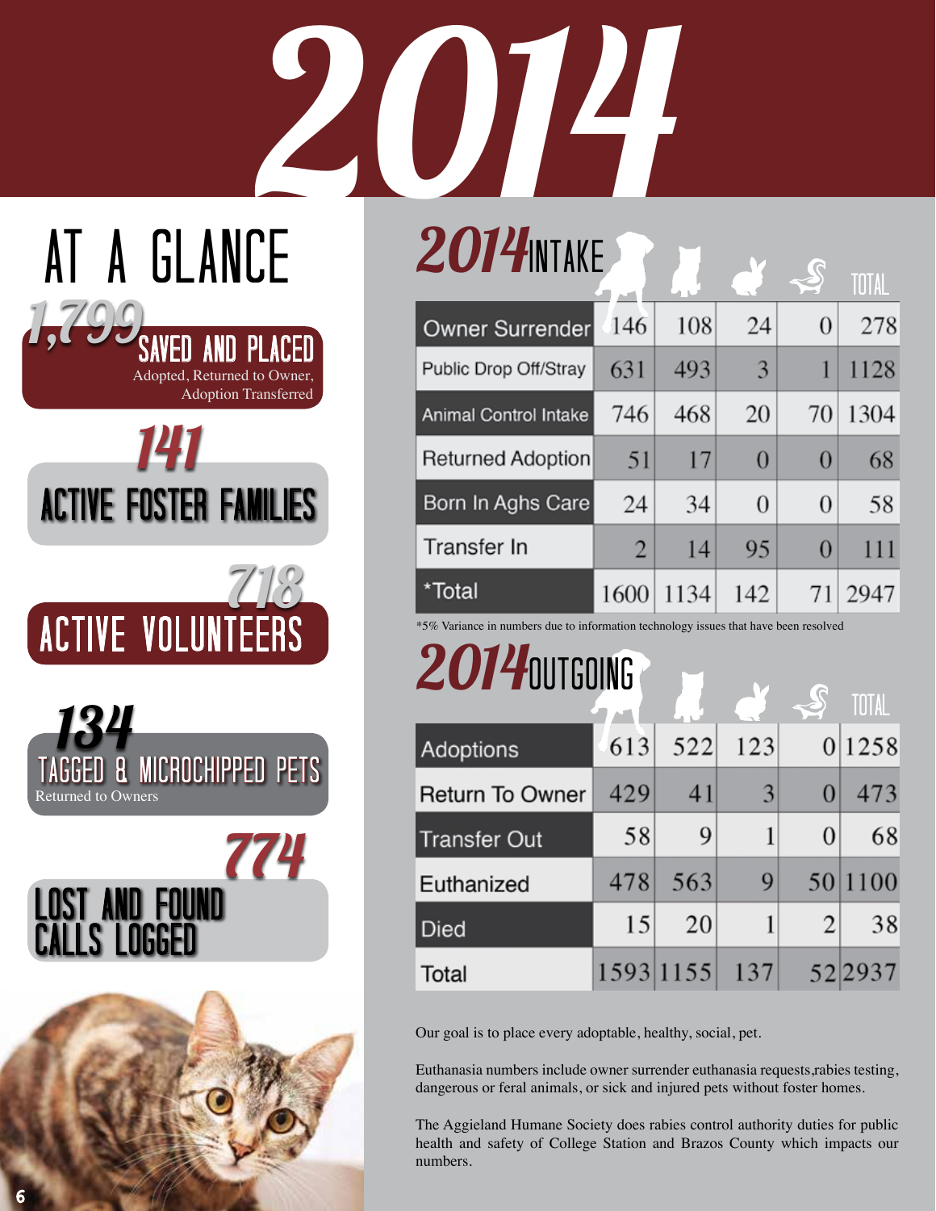# 2014

## AT A GLANCE

**1,799** SAVED AND PLACED
Adopted, Returned to Owner, Adoption Transferred

**141** ACTIVE FOSTER FAMILIES

**718** ACTIVE VOLUNTEERS

**134** TAGGED & MICROCHIPPED PETS
Returned to Owners

**774** LOST AND FOUND CALLS LOGGED

## 2014 INTAKE

| | Dogs | Cats | Rabbits | Skunks | TOTAL |
|---|---|---|---|---|---|
| Owner Surrender | 146 | 108 | 24 | 0 | 278 |
| Public Drop Off/Stray | 631 | 493 | 3 | 1 | 1128 |
| Animal Control Intake | 746 | 468 | 20 | 70 | 1304 |
| Returned Adoption | 51 | 17 | 0 | 0 | 68 |
| Born In Aghs Care | 24 | 34 | 0 | 0 | 58 |
| Transfer In | 2 | 14 | 95 | 0 | 111 |
| *Total | 1600 | 1134 | 142 | 71 | 2947 |

*5% Variance in numbers due to information technology issues that have been resolved

## 2014 OUTGOING

| | Dogs | Cats | Rabbits | Skunks | TOTAL |
|---|---|---|---|---|---|
| Adoptions | 613 | 522 | 123 | 0 | 1258 |
| Return To Owner | 429 | 41 | 3 | 0 | 473 |
| Transfer Out | 58 | 9 | 1 | 0 | 68 |
| Euthanized | 478 | 563 | 9 | 50 | 1100 |
| Died | 15 | 20 | 1 | 2 | 38 |
| Total | 1593 | 1155 | 137 | 52 | 2937 |

Our goal is to place every adoptable, healthy, social, pet.

Euthanasia numbers include owner surrender euthanasia requests,rabies testing, dangerous or feral animals, or sick and injured pets without foster homes.

The Aggieland Humane Society does rabies control authority duties for public health and safety of College Station and Brazos County which impacts our numbers.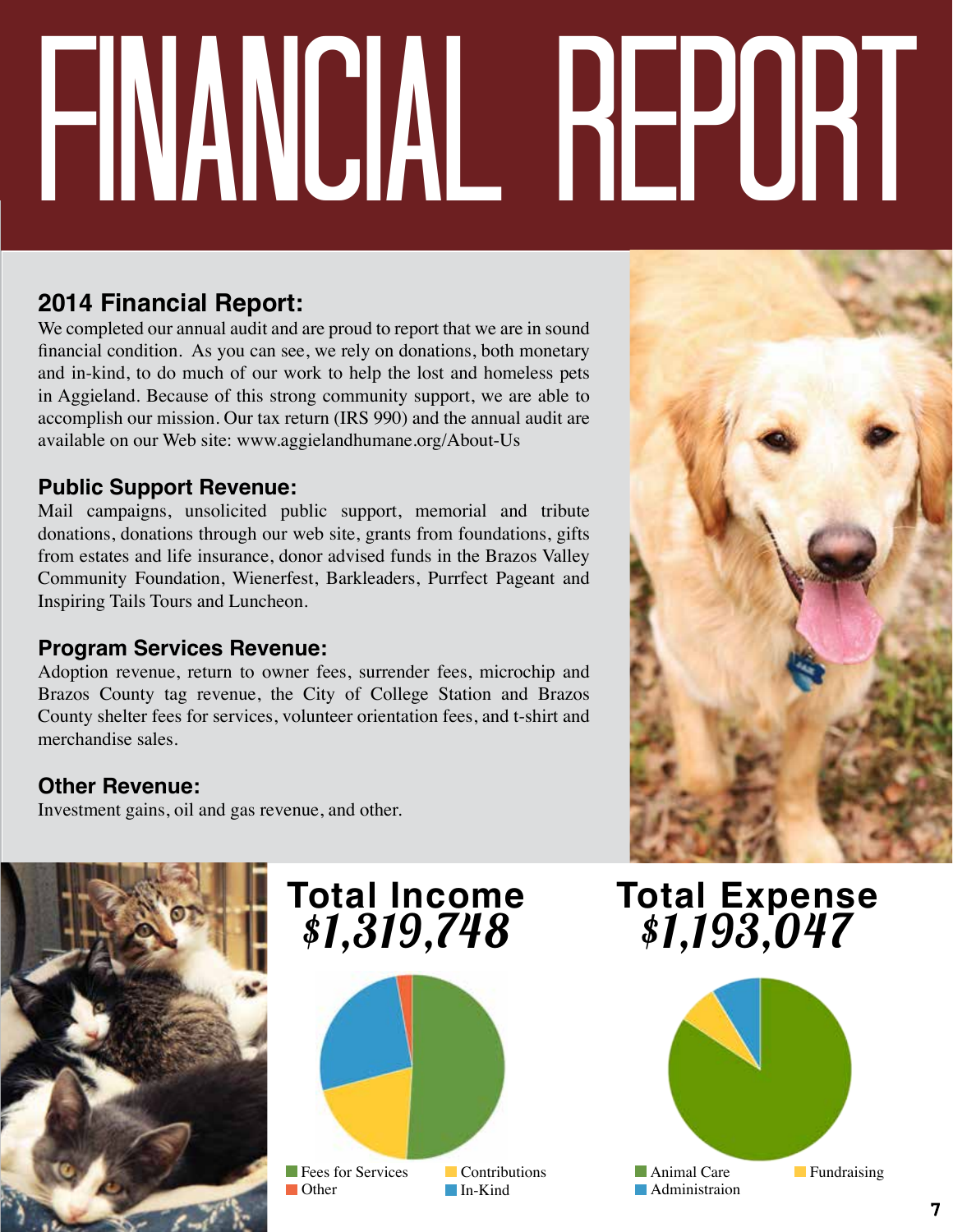# FINANCIAL REPORT

## 2014 Financial Report:

We completed our annual audit and are proud to report that we are in sound financial condition. As you can see, we rely on donations, both monetary and in-kind, to do much of our work to help the lost and homeless pets in Aggieland. Because of this strong community support, we are able to accomplish our mission. Our tax return (IRS 990) and the annual audit are available on our Web site: www.aggielandhumane.org/About-Us

### Public Support Revenue:

Mail campaigns, unsolicited public support, memorial and tribute donations, donations through our web site, grants from foundations, gifts from estates and life insurance, donor advised funds in the Brazos Valley Community Foundation, Wienerfest, Barkleaders, Purrfect Pageant and Inspiring Tails Tours and Luncheon.

### Program Services Revenue:

Adoption revenue, return to owner fees, surrender fees, microchip and Brazos County tag revenue, the City of College Station and Brazos County shelter fees for services, volunteer orientation fees, and t-shirt and merchandise sales.

### Other Revenue:

Investment gains, oil and gas revenue, and other.

## Total Income *$1,319,748*

Fees for Services, Contributions, Other, In-Kind

## Total Expense *$1,193,047*

Animal Care, Fundraising, Administraion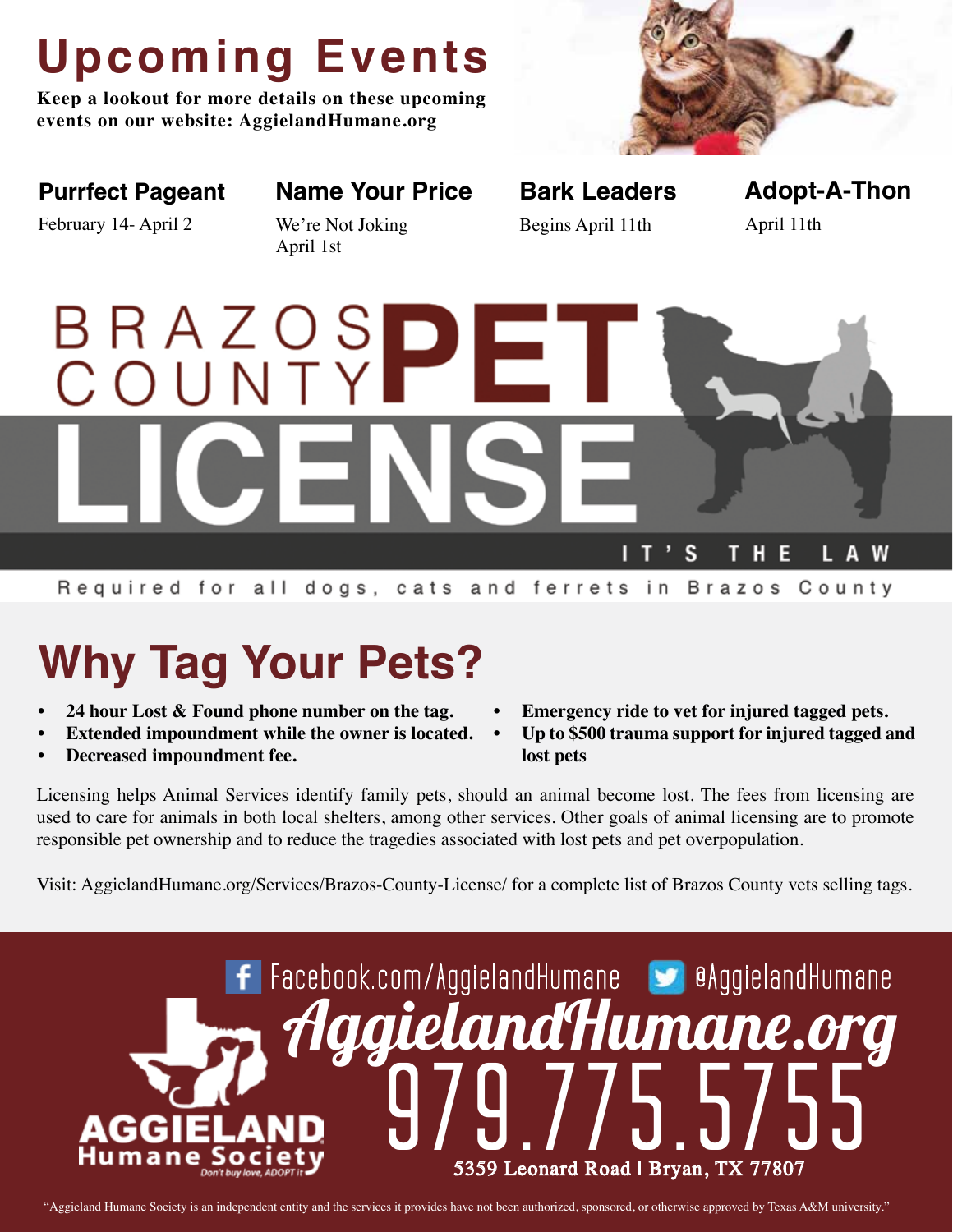# Upcoming Events

**Keep a lookout for more details on these upcoming events on our website: AggielandHumane.org**

### Purrfect Pageant

February 14- April 2

### Name Your Price

We're Not Joking
April 1st

### Bark Leaders

Begins April 11th

### Adopt-A-Thon

April 11th

# BRAZOS COUNTY PET LICENSE

IT'S THE LAW

Required for all dogs, cats and ferrets in Brazos County

# Why Tag Your Pets?

- **24 hour Lost & Found phone number on the tag.**
- **Extended impoundment while the owner is located.**
- **Decreased impoundment fee.**
- **Emergency ride to vet for injured tagged pets.**
- **Up to $500 trauma support for injured tagged and lost pets**

Licensing helps Animal Services identify family pets, should an animal become lost. The fees from licensing are used to care for animals in both local shelters, among other services. Other goals of animal licensing are to promote responsible pet ownership and to reduce the tragedies associated with lost pets and pet overpopulation.

Visit: AggielandHumane.org/Services/Brazos-County-License/ for a complete list of Brazos County vets selling tags.

Facebook.com/AggielandHumane @AggielandHumane

AggielandHumane.org

979.775.5755

5359 Leonard Road | Bryan, TX 77807

AGGIELAND Humane Society
Don't buy love, ADOPT it

"Aggieland Humane Society is an independent entity and the services it provides have not been authorized, sponsored, or otherwise approved by Texas A&M university."